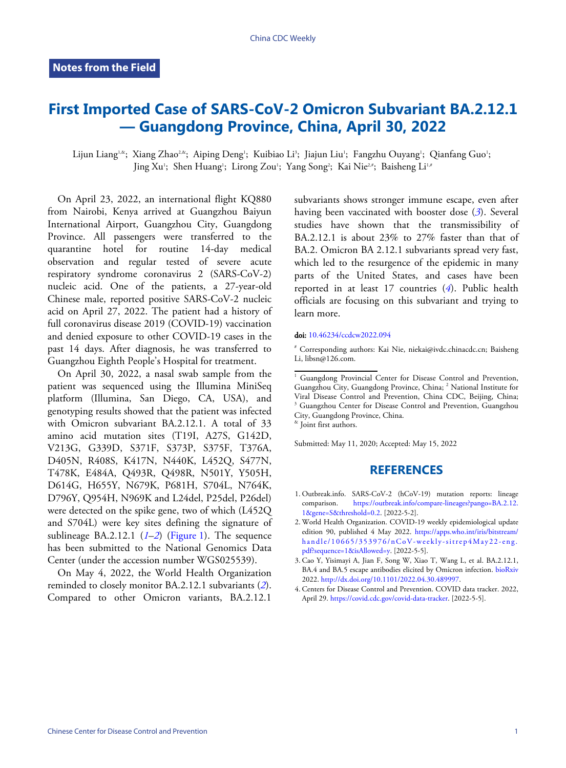Notes from the Field

# First Imported Case of SARS-CoV-2 Omicron Subvariant BA.2.12.1 — Guangdong Province, China, April 30, 2022

Lijun Liang[1,&]; Xiang Zhao[2,&]; Aiping Deng[1]; Kuibiao Li[3]; Jiajun Liu[1]; Fangzhu Ouyang[1]; Qianfang Guo[1]; Jing Xu[1]; Shen Huang[1]; Lirong Zou[1]; Yang Song[2]; Kai Nie[2,#]; Baisheng Li[1,#]

On April 23, 2022, an international flight KQ880 from Nairobi, Kenya arrived at Guangzhou Baiyun International Airport, Guangzhou City, Guangdong Province. All passengers were transferred to the quarantine hotel for routine 14-day medical observation and regular tested of severe acute respiratory syndrome coronavirus 2 (SARS-CoV-2) nucleic acid. One of the patients, a 27-year-old Chinese male, reported positive SARS-CoV-2 nucleic acid on April 27, 2022. The patient had a history of full coronavirus disease 2019 (COVID-19) vaccination and denied exposure to other COVID-19 cases in the past 14 days. After diagnosis, he was transferred to Guangzhou Eighth People's Hospital for treatment.

On April 30, 2022, a nasal swab sample from the patient was sequenced using the Illumina MiniSeq platform (Illumina, San Diego, CA, USA), and genotyping results showed that the patient was infected with Omicron subvariant BA.2.12.1. A total of 33 amino acid mutation sites (T19I, A27S, G142D, V213G, G339D, S371F, S373P, S375F, T376A, D405N, R408S, K417N, N440K, L452Q, S477N, T478K, E484A, Q493R, Q498R, N501Y, Y505H, D614G, H655Y, N679K, P681H, S704L, N764K, D796Y, Q954H, N969K and L24del, P25del, P26del) were detected on the spike gene, two of which (L452Q and S704L) were key sites defining the signature of sublineage BA.2.12.1 (*1*–*2*) (Figure 1). The sequence has been submitted to the National Genomics Data Center (under the accession number WGS025539).

On May 4, 2022, the World Health Organization reminded to closely monitor BA.2.12.1 subvariants (*2*). Compared to other Omicron variants, BA.2.12.1 subvariants shows stronger immune escape, even after having been vaccinated with booster dose (*3*). Several studies have shown that the transmissibility of BA.2.12.1 is about 23% to 27% faster than that of BA.2. Omicron BA 2.12.1 subvariants spread very fast, which led to the resurgence of the epidemic in many parts of the United States, and cases have been reported in at least 17 countries (*4*). Public health officials are focusing on this subvariant and trying to learn more.

**doi:** 10.46234/ccdcw2022.094

[#] Corresponding authors: Kai Nie, niekai@ivdc.chinacdc.cn; Baisheng Li, libsn@126.com.

[1] Guangdong Provincial Center for Disease Control and Prevention, Guangzhou City, Guangdong Province, China; [2] National Institute for Viral Disease Control and Prevention, China CDC, Beijing, China; [3] Guangzhou Center for Disease Control and Prevention, Guangzhou City, Guangdong Province, China.
[&] Joint first authors.

Submitted: May 11, 2020; Accepted: May 15, 2022

## REFERENCES

1. Outbreak.info. SARS-CoV-2 (hCoV-19) mutation reports: lineage comparison. https://outbreak.info/compare-lineages?pango=BA.2.12.1&gene=S&threshold=0.2. [2022-5-2].
2. World Health Organization. COVID-19 weekly epidemiological update edition 90, published 4 May 2022. https://apps.who.int/iris/bitstream/handle/10665/353976/nCoV-weekly-sitrep4May22-eng.pdf?sequence=1&isAllowed=y. [2022-5-5].
3. Cao Y, Yisimayi A, Jian F, Song W, Xiao T, Wang L, et al. BA.2.12.1, BA.4 and BA.5 escape antibodies elicited by Omicron infection. bioRxiv 2022. http://dx.doi.org/10.1101/2022.04.30.489997.
4. Centers for Disease Control and Prevention. COVID data tracker. 2022, April 29. https://covid.cdc.gov/covid-data-tracker. [2022-5-5].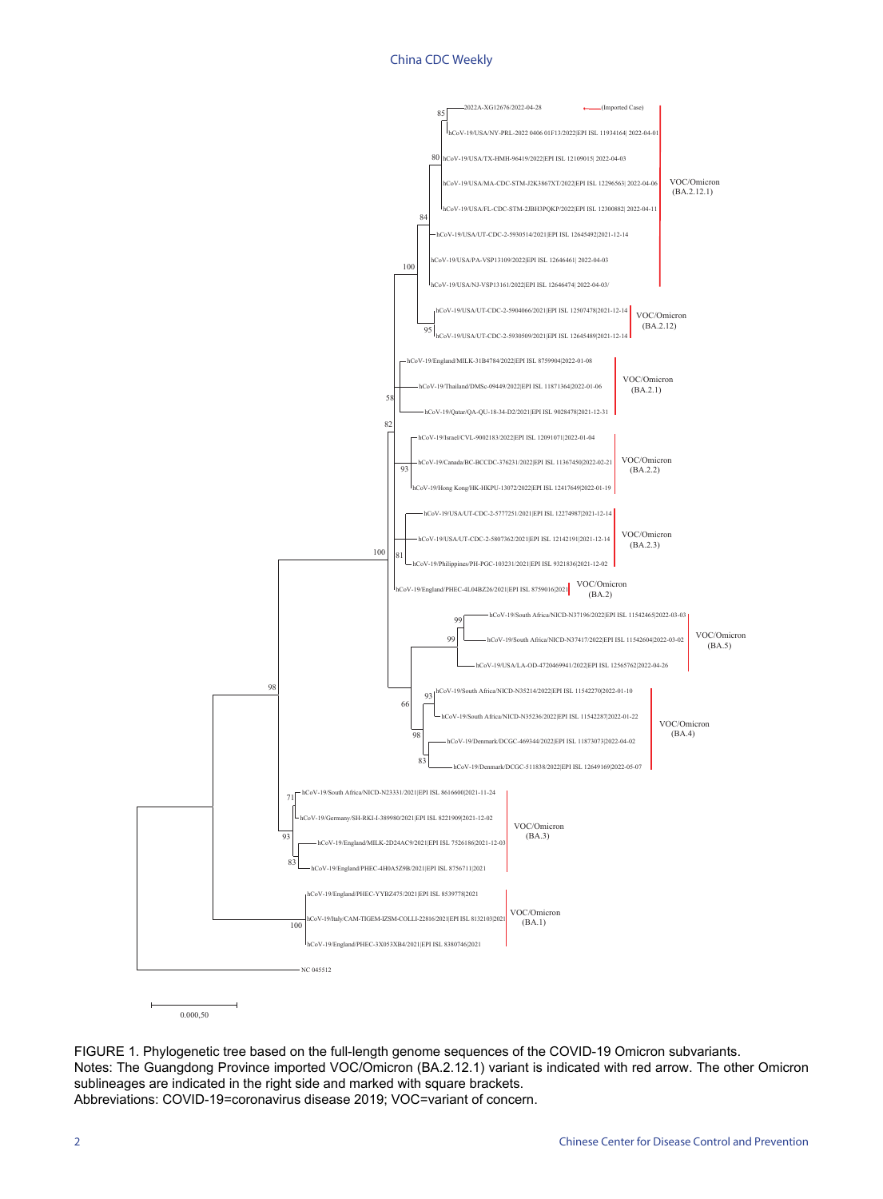2022A-XG12676/2022-04-28

(Imported Case)

hCoV-19/USA/NY-PRL-2022 0406 01F13/2022|EPI ISL 11934164| 2022-04-01

hCoV-19/USA/TX-HMH-96419/2022|EPI ISL 12109015| 2022-04-03

hCoV-19/USA/MA-CDC-STM-J2K3867XT/2022|EPI ISL 12296563| 2022-04-06

hCoV-19/USA/FL-CDC-STM-2JBH3PQKP/2022|EPI ISL 12300882| 2022-04-11

hCoV-19/USA/UT-CDC-2-5930514/2021|EPI ISL 12645492|2021-12-14

hCoV-19/USA/PA-VSP13109/2022|EPI ISL 12646461| 2022-04-03

hCoV-19/USA/NJ-VSP13161/2022|EPI ISL 12646474| 2022-04-03/

VOC/Omicron (BA.2.12.1)

hCoV-19/USA/UT-CDC-2-5904066/2021|EPI ISL 12507478|2021-12-14

hCoV-19/USA/UT-CDC-2-5930509/2021|EPI ISL 12645489|2021-12-14

VOC/Omicron (BA.2.12)

hCoV-19/England/MILK-31B4784/2022|EPI ISL 8759904|2022-01-08

hCoV-19/Thailand/DMSc-09449/2022|EPI ISL 11871364|2022-01-06

hCoV-19/Qatar/QA-QU-18-34-D2/2021|EPI ISL 9028478|2021-12-31

VOC/Omicron (BA.2.1)

hCoV-19/Israel/CVL-9002183/2022|EPI ISL 12091071|2022-01-04

hCoV-19/Canada/BC-BCCDC-376231/2022|EPI ISL 11367450|2022-02-21

hCoV-19/Hong Kong/HK-HKPU-13072/2022|EPI ISL 12417649|2022-01-19

VOC/Omicron (BA.2.2)

hCoV-19/USA/UT-CDC-2-5777251/2021|EPI ISL 12274987|2021-12-14

hCoV-19/USA/UT-CDC-2-5807362/2021|EPI ISL 12142191|2021-12-14

hCoV-19/Philippines/PH-PGC-103231/2021|EPI ISL 9321836|2021-12-02

VOC/Omicron (BA.2.3)

hCoV-19/England/PHEC-4L04BZ26/2021|EPI ISL 8759016|2021

VOC/Omicron (BA.2)

hCoV-19/South Africa/NICD-N37196/2022|EPI ISL 11542465|2022-03-03

hCoV-19/South Africa/NICD-N37417/2022|EPI ISL 11542604|2022-03-02

hCoV-19/USA/LA-OD-4720469941/2022|EPI ISL 12565762|2022-04-26

VOC/Omicron (BA.5)

hCoV-19/South Africa/NICD-N35214/2022|EPI ISL 11542270|2022-01-10

hCoV-19/South Africa/NICD-N35236/2022|EPI ISL 11542287|2022-01-22

hCoV-19/Denmark/DCGC-469344/2022|EPI ISL 11873073|2022-04-02

hCoV-19/Denmark/DCGC-511838/2022|EPI ISL 12649169|2022-05-07

VOC/Omicron (BA.4)

hCoV-19/South Africa/NICD-N23331/2021|EPI ISL 8616600|2021-11-24

hCoV-19/Germany/SH-RKI-I-389980/2021|EPI ISL 8221909|2021-12-02

hCoV-19/England/MILK-2D24AC9/2021|EPI ISL 7526186|2021-12-03

hCoV-19/England/PHEC-4H0A5Z9B/2021|EPI ISL 8756711|2021

VOC/Omicron (BA.3)

hCoV-19/England/PHEC-YYBZ475/2021|EPI ISL 8539778|2021

hCoV-19/Italy/CAM-TIGEM-IZSM-COLLI-22816/2021|EPI ISL 8132103|2021

hCoV-19/England/PHEC-3X053XB4/2021|EPI ISL 8380746|2021

VOC/Omicron (BA.1)

NC 045512

85 80 84 100 95 58 82 93 81 100 99 99 66 93 98 83 98 71 93 83 100

0.000,50

FIGURE 1. Phylogenetic tree based on the full-length genome sequences of the COVID-19 Omicron subvariants.

Notes: The Guangdong Province imported VOC/Omicron (BA.2.12.1) variant is indicated with red arrow. The other Omicron sublineages are indicated in the right side and marked with square brackets.

Abbreviations: COVID-19=coronavirus disease 2019; VOC=variant of concern.